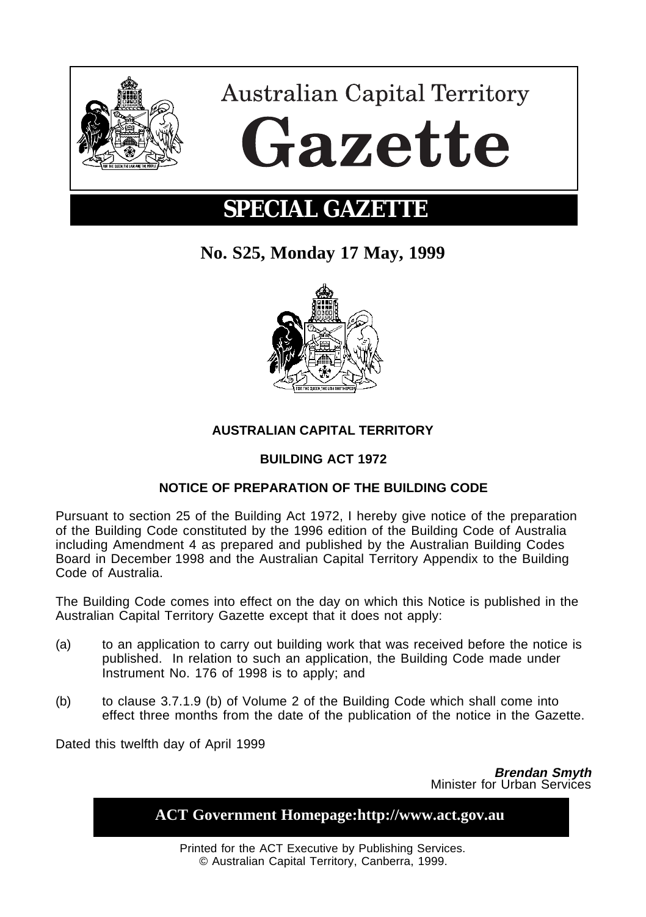# Australian Capital Territory

# Gazette

## SPECIAL GAZETTE

**No. S25, Monday 17 May, 1999**

**AUSTRALIAN CAPITAL TERRITORY**

**BUILDING ACT 1972**

**NOTICE OF PREPARATION OF THE BUILDING CODE**

Pursuant to section 25 of the Building Act 1972, I hereby give notice of the preparation of the Building Code constituted by the 1996 edition of the Building Code of Australia including Amendment 4 as prepared and published by the Australian Building Codes Board in December 1998 and the Australian Capital Territory Appendix to the Building Code of Australia.

The Building Code comes into effect on the day on which this Notice is published in the Australian Capital Territory Gazette except that it does not apply:

(a) to an application to carry out building work that was received before the notice is published. In relation to such an application, the Building Code made under Instrument No. 176 of 1998 is to apply; and

(b) to clause 3.7.1.9 (b) of Volume 2 of the Building Code which shall come into effect three months from the date of the publication of the notice in the Gazette.

Dated this twelfth day of April 1999

***Brendan Smyth***
Minister for Urban Services

**ACT Government Homepage:http://www.act.gov.au**

Printed for the ACT Executive by Publishing Services.
© Australian Capital Territory, Canberra, 1999.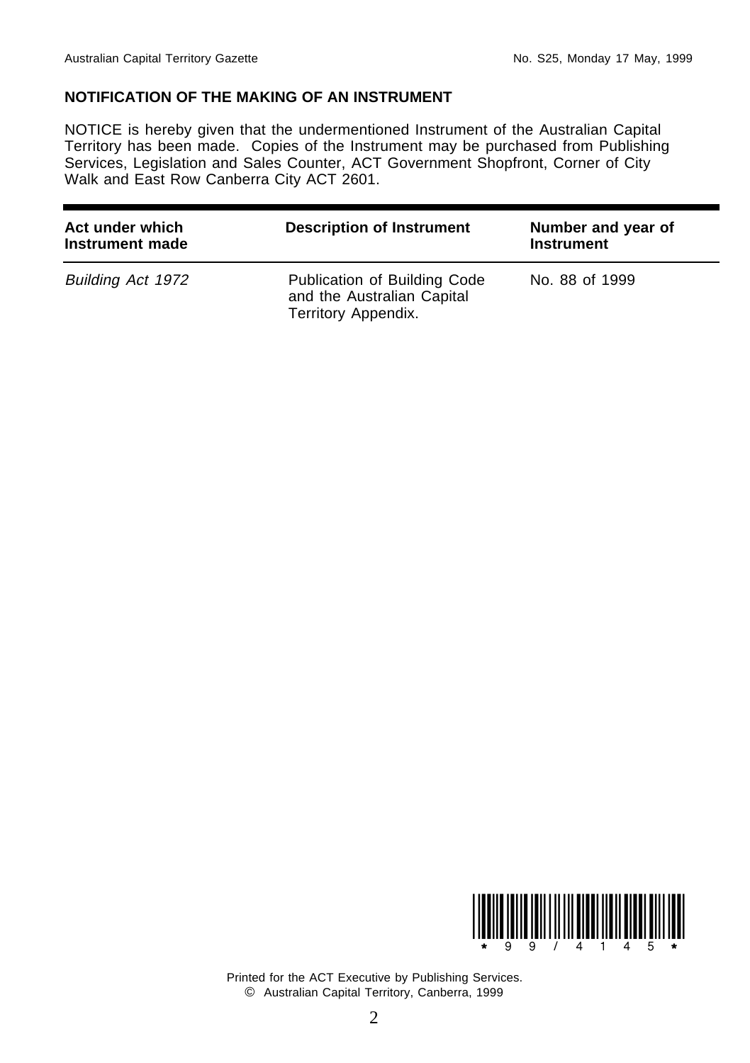## NOTIFICATION OF THE MAKING OF AN INSTRUMENT

NOTICE is hereby given that the undermentioned Instrument of the Australian Capital Territory has been made. Copies of the Instrument may be purchased from Publishing Services, Legislation and Sales Counter, ACT Government Shopfront, Corner of City Walk and East Row Canberra City ACT 2601.

| Act under which Instrument made | Description of Instrument | Number and year of Instrument |
|---|---|---|
| *Building Act 1972* | Publication of Building Code and the Australian Capital Territory Appendix. | No. 88 of 1999 |

*99/4145*

Printed for the ACT Executive by Publishing Services.
© Australian Capital Territory, Canberra, 1999